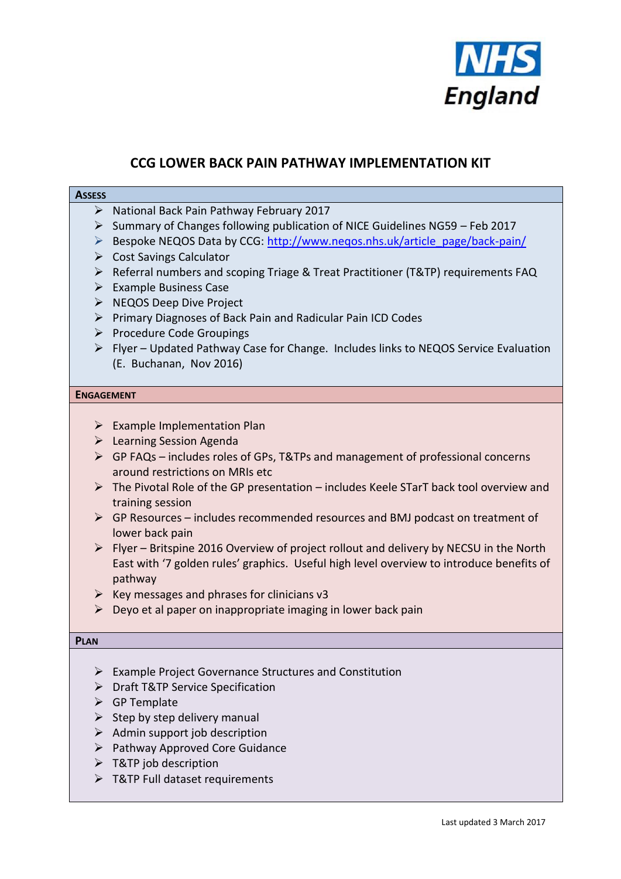NHS England

# CCG LOWER BACK PAIN PATHWAY IMPLEMENTATION KIT

## ASSESS

- National Back Pain Pathway February 2017
- Summary of Changes following publication of NICE Guidelines NG59 – Feb 2017
- Bespoke NEQOS Data by CCG: http://www.neqos.nhs.uk/article_page/back-pain/
- Cost Savings Calculator
- Referral numbers and scoping Triage & Treat Practitioner (T&TP) requirements FAQ
- Example Business Case
- NEQOS Deep Dive Project
- Primary Diagnoses of Back Pain and Radicular Pain ICD Codes
- Procedure Code Groupings
- Flyer – Updated Pathway Case for Change. Includes links to NEQOS Service Evaluation (E. Buchanan, Nov 2016)

## ENGAGEMENT

- Example Implementation Plan
- Learning Session Agenda
- GP FAQs – includes roles of GPs, T&TPs and management of professional concerns around restrictions on MRIs etc
- The Pivotal Role of the GP presentation – includes Keele STarT back tool overview and training session
- GP Resources – includes recommended resources and BMJ podcast on treatment of lower back pain
- Flyer – Britspine 2016 Overview of project rollout and delivery by NECSU in the North East with '7 golden rules' graphics. Useful high level overview to introduce benefits of pathway
- Key messages and phrases for clinicians v3
- Deyo et al paper on inappropriate imaging in lower back pain

## PLAN

- Example Project Governance Structures and Constitution
- Draft T&TP Service Specification
- GP Template
- Step by step delivery manual
- Admin support job description
- Pathway Approved Core Guidance
- T&TP job description
- T&TP Full dataset requirements

Last updated 3 March 2017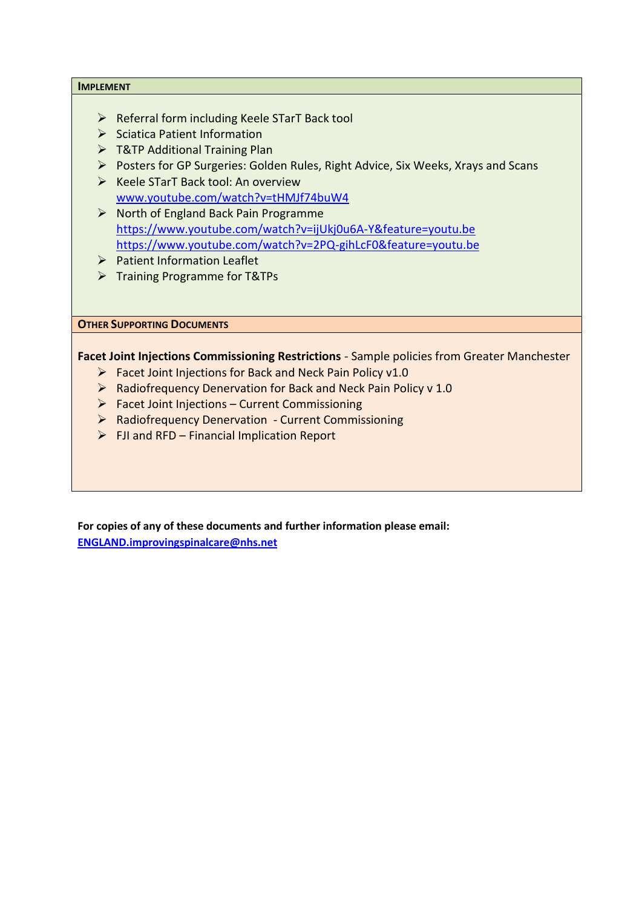## Implement

- Referral form including Keele STarT Back tool
- Sciatica Patient Information
- T&TP Additional Training Plan
- Posters for GP Surgeries: Golden Rules, Right Advice, Six Weeks, Xrays and Scans
- Keele STarT Back tool: An overview
  www.youtube.com/watch?v=tHMJf74buW4
- North of England Back Pain Programme
  https://www.youtube.com/watch?v=ijUkj0u6A-Y&feature=youtu.be
  https://www.youtube.com/watch?v=2PQ-gihLcF0&feature=youtu.be
- Patient Information Leaflet
- Training Programme for T&TPs

## Other Supporting Documents

**Facet Joint Injections Commissioning Restrictions** - Sample policies from Greater Manchester

- Facet Joint Injections for Back and Neck Pain Policy v1.0
- Radiofrequency Denervation for Back and Neck Pain Policy v 1.0
- Facet Joint Injections – Current Commissioning
- Radiofrequency Denervation - Current Commissioning
- FJI and RFD – Financial Implication Report

**For copies of any of these documents and further information please email:**
**ENGLAND.improvingspinalcare@nhs.net**